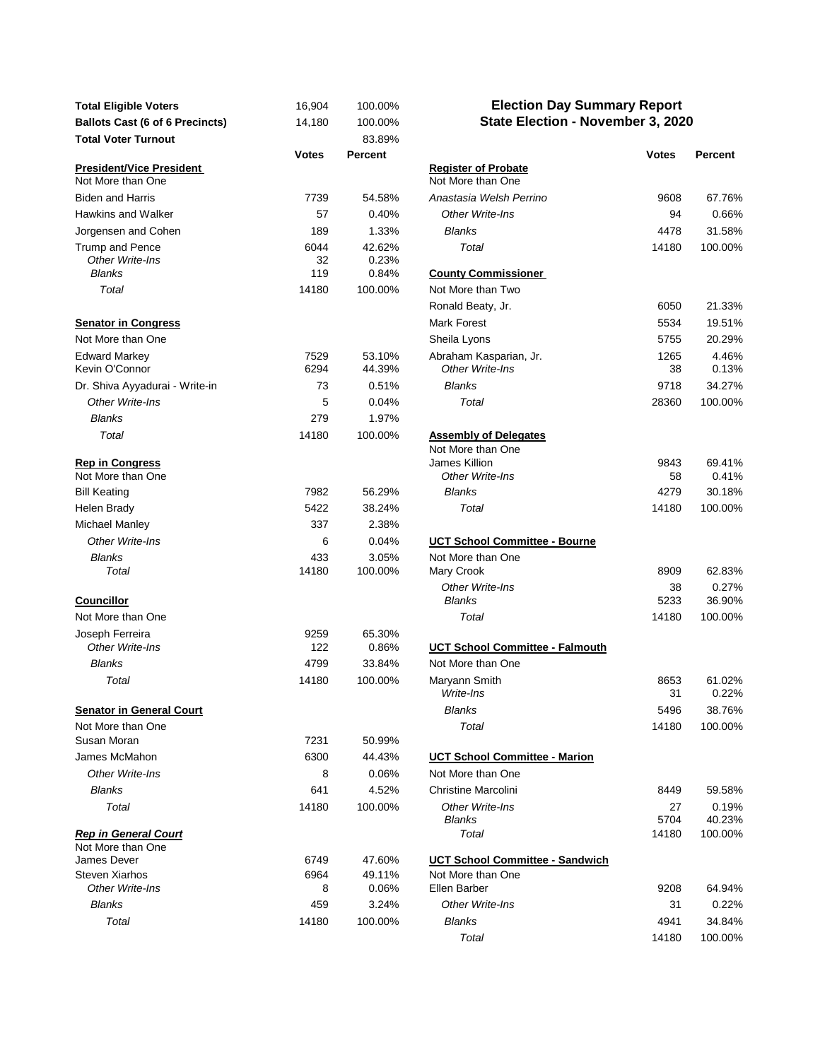# Election Day Summary Report
## State Election - November 3, 2020

| | | |
|---|---|---|
| **Total Eligible Voters** | 16,904 | 100.00% |
| **Ballots Cast (6 of 6 Precincts)** | 14,180 | 100.00% |
| **Total Voter Turnout** | | 83.89% |

| | Votes | Percent |
|---|---|---|
| **President/Vice President** | | |
| Not More than One | | |
| Biden and Harris | 7739 | 54.58% |
| Hawkins and Walker | 57 | 0.40% |
| Jorgensen and Cohen | 189 | 1.33% |
| Trump and Pence | 6044 | 42.62% |
| *Other Write-Ins* | 32 | 0.23% |
| *Blanks* | 119 | 0.84% |
| *Total* | 14180 | 100.00% |
| **Senator in Congress** | | |
| Not More than One | | |
| Edward Markey | 7529 | 53.10% |
| Kevin O'Connor | 6294 | 44.39% |
| Dr. Shiva Ayyadurai - Write-in | 73 | 0.51% |
| *Other Write-Ins* | 5 | 0.04% |
| *Blanks* | 279 | 1.97% |
| *Total* | 14180 | 100.00% |
| **Rep in Congress** | | |
| Not More than One | | |
| Bill Keating | 7982 | 56.29% |
| Helen Brady | 5422 | 38.24% |
| Michael Manley | 337 | 2.38% |
| *Other Write-Ins* | 6 | 0.04% |
| *Blanks* | 433 | 3.05% |
| *Total* | 14180 | 100.00% |
| **Councillor** | | |
| Not More than One | | |
| Joseph Ferreira | 9259 | 65.30% |
| *Other Write-Ins* | 122 | 0.86% |
| *Blanks* | 4799 | 33.84% |
| *Total* | 14180 | 100.00% |
| **Senator in General Court** | | |
| Not More than One | | |
| Susan Moran | 7231 | 50.99% |
| James McMahon | 6300 | 44.43% |
| *Other Write-Ins* | 8 | 0.06% |
| *Blanks* | 641 | 4.52% |
| *Total* | 14180 | 100.00% |
| ***Rep in General Court*** | | |
| Not More than One | | |
| James Dever | 6749 | 47.60% |
| Steven Xiarhos | 6964 | 49.11% |
| *Other Write-Ins* | 8 | 0.06% |
| *Blanks* | 459 | 3.24% |
| *Total* | 14180 | 100.00% |

| | Votes | Percent |
|---|---|---|
| **Register of Probate** | | |
| Not More than One | | |
| *Anastasia Welsh Perrino* | 9608 | 67.76% |
| *Other Write-Ins* | 94 | 0.66% |
| *Blanks* | 4478 | 31.58% |
| *Total* | 14180 | 100.00% |
| **County Commissioner** | | |
| Not More than Two | | |
| Ronald Beaty, Jr. | 6050 | 21.33% |
| Mark Forest | 5534 | 19.51% |
| Sheila Lyons | 5755 | 20.29% |
| Abraham Kasparian, Jr. | 1265 | 4.46% |
| *Other Write-Ins* | 38 | 0.13% |
| *Blanks* | 9718 | 34.27% |
| *Total* | 28360 | 100.00% |
| **Assembly of Delegates** | | |
| Not More than One | | |
| James Killion | 9843 | 69.41% |
| *Other Write-Ins* | 58 | 0.41% |
| *Blanks* | 4279 | 30.18% |
| *Total* | 14180 | 100.00% |
| **UCT School Committee - Bourne** | | |
| Not More than One | | |
| Mary Crook | 8909 | 62.83% |
| *Other Write-Ins* | 38 | 0.27% |
| *Blanks* | 5233 | 36.90% |
| *Total* | 14180 | 100.00% |
| **UCT School Committee - Falmouth** | | |
| Not More than One | | |
| Maryann Smith | 8653 | 61.02% |
| *Write-Ins* | 31 | 0.22% |
| *Blanks* | 5496 | 38.76% |
| *Total* | 14180 | 100.00% |
| **UCT School Committee - Marion** | | |
| Not More than One | | |
| Christine Marcolini | 8449 | 59.58% |
| *Other Write-Ins* | 27 | 0.19% |
| *Blanks* | 5704 | 40.23% |
| *Total* | 14180 | 100.00% |
| **UCT School Committee - Sandwich** | | |
| Not More than One | | |
| Ellen Barber | 9208 | 64.94% |
| *Other Write-Ins* | 31 | 0.22% |
| *Blanks* | 4941 | 34.84% |
| *Total* | 14180 | 100.00% |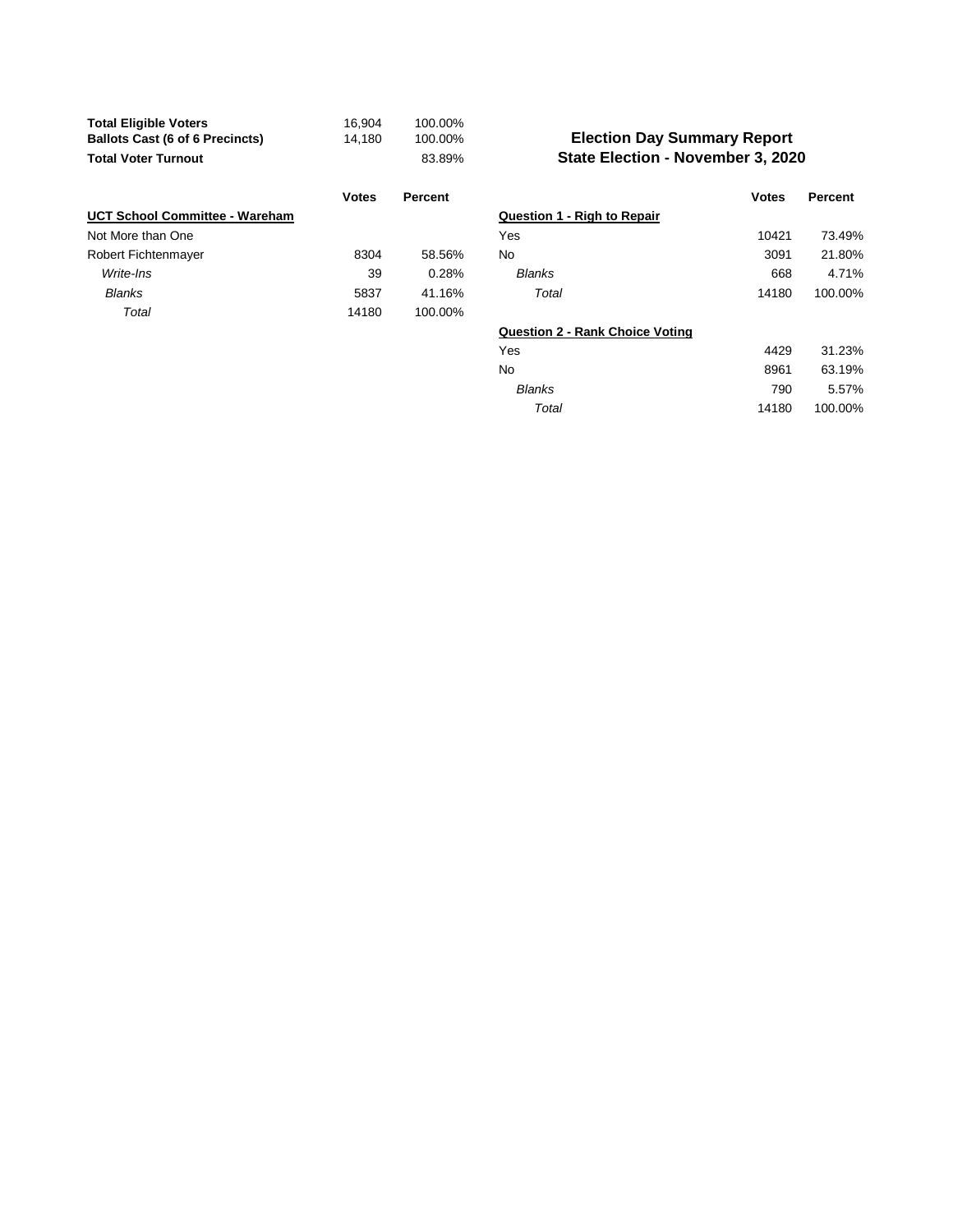| | | |
|---|---|---|
| **Total Eligible Voters** | 16,904 | 100.00% |
| **Ballots Cast (6 of 6 Precincts)** | 14,180 | 100.00% |
| **Total Voter Turnout** | | 83.89% |

## Election Day Summary Report
## State Election - November 3, 2020

| **UCT School Committee - Wareham** | **Votes** | **Percent** |
|---|---|---|
| Not More than One | | |
| Robert Fichtenmayer | 8304 | 58.56% |
| *Write-Ins* | 39 | 0.28% |
| *Blanks* | 5837 | 41.16% |
| *Total* | 14180 | 100.00% |

| **Question 1 - Righ to Repair** | **Votes** | **Percent** |
|---|---|---|
| Yes | 10421 | 73.49% |
| No | 3091 | 21.80% |
| *Blanks* | 668 | 4.71% |
| *Total* | 14180 | 100.00% |

| **Question 2 - Rank Choice Voting** | **Votes** | **Percent** |
|---|---|---|
| Yes | 4429 | 31.23% |
| No | 8961 | 63.19% |
| *Blanks* | 790 | 5.57% |
| *Total* | 14180 | 100.00% |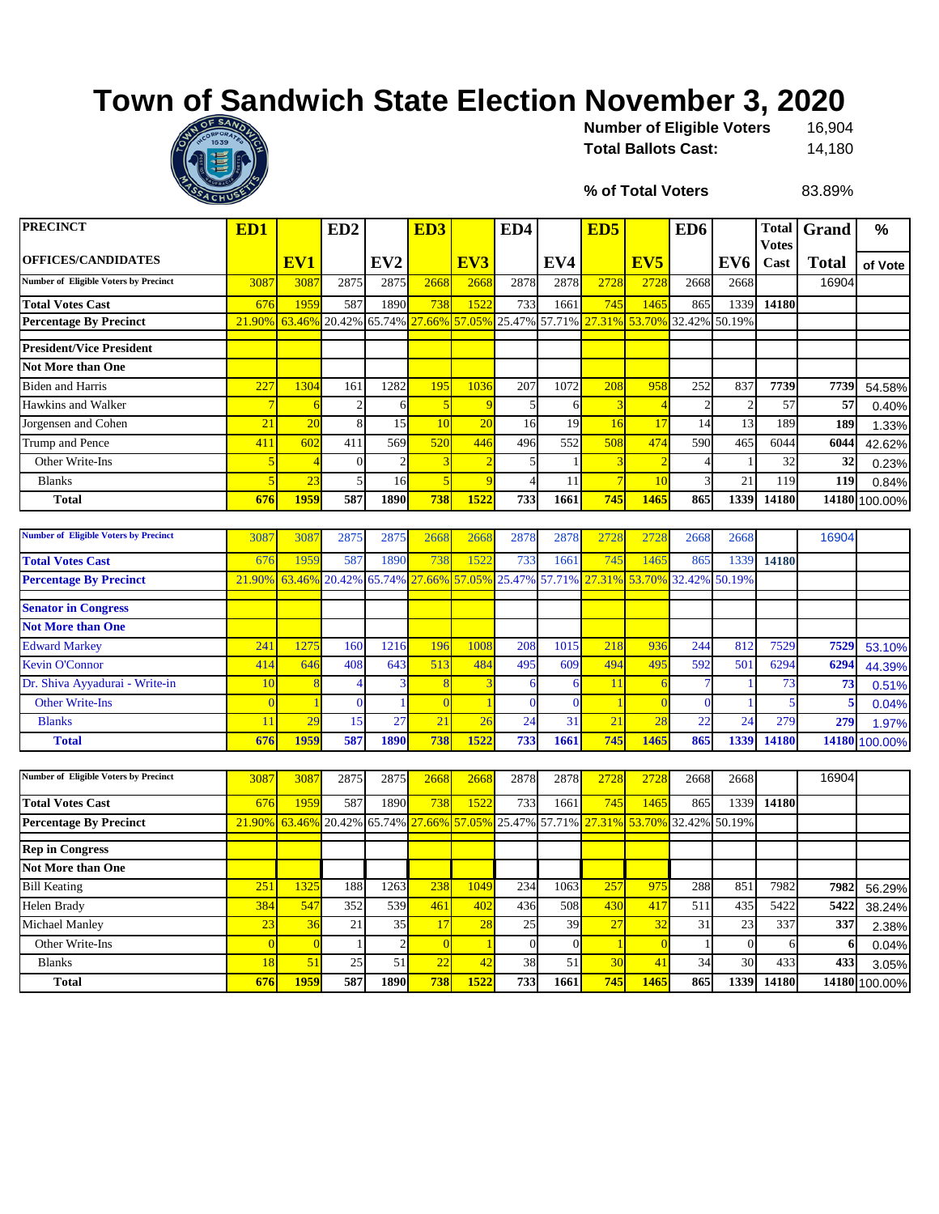# Town of Sandwich State Election November 3, 2020

| | |
|---|---|
| **Number of Eligible Voters** | 16,904 |
| **Total Ballots Cast:** | 14,180 |
| **% of Total Voters** | 83.89% |

| PRECINCT / OFFICES/CANDIDATES | ED1 | EV1 | ED2 | EV2 | ED3 | EV3 | ED4 | EV4 | ED5 | EV5 | ED6 | EV6 | Total Votes Cast | Grand Total | % of Vote |
|---|---|---|---|---|---|---|---|---|---|---|---|---|---|---|---|
| Number of Eligible Voters by Precinct | 3087 | 3087 | 2875 | 2875 | 2668 | 2668 | 2878 | 2878 | 2728 | 2728 | 2668 | 2668 | | 16904 | |
| **Total Votes Cast** | 676 | 1959 | 587 | 1890 | 738 | 1522 | 733 | 1661 | 745 | 1465 | 865 | 1339 | 14180 | | |
| **Percentage By Precinct** | 21.90% | 63.46% | 20.42% | 65.74% | 27.66% | 57.05% | 25.47% | 57.71% | 27.31% | 53.70% | 32.42% | 50.19% | | | |
| **President/Vice President** | | | | | | | | | | | | | | | |
| **Not More than One** | | | | | | | | | | | | | | | |
| Biden and Harris | 227 | 1304 | 161 | 1282 | 195 | 1036 | 207 | 1072 | 208 | 958 | 252 | 837 | 7739 | 7739 | 54.58% |
| Hawkins and Walker | 7 | 6 | 2 | 6 | 5 | 9 | 5 | 6 | 3 | 4 | 2 | 2 | 57 | 57 | 0.40% |
| Jorgensen and Cohen | 21 | 20 | 8 | 15 | 10 | 20 | 16 | 19 | 16 | 17 | 14 | 13 | 189 | 189 | 1.33% |
| Trump and Pence | 411 | 602 | 411 | 569 | 520 | 446 | 496 | 552 | 508 | 474 | 590 | 465 | 6044 | 6044 | 42.62% |
| Other Write-Ins | 5 | 4 | 0 | 2 | 3 | 2 | 5 | 1 | 3 | 2 | 4 | 1 | 32 | 32 | 0.23% |
| Blanks | 5 | 23 | 5 | 16 | 5 | 9 | 4 | 11 | 7 | 10 | 3 | 21 | 119 | 119 | 0.84% |
| **Total** | 676 | 1959 | 587 | 1890 | 738 | 1522 | 733 | 1661 | 745 | 1465 | 865 | 1339 | 14180 | 14180 | 100.00% |

| PRECINCT / OFFICES/CANDIDATES | ED1 | EV1 | ED2 | EV2 | ED3 | EV3 | ED4 | EV4 | ED5 | EV5 | ED6 | EV6 | Total Votes Cast | Grand Total | % of Vote |
|---|---|---|---|---|---|---|---|---|---|---|---|---|---|---|---|
| Number of Eligible Voters by Precinct | 3087 | 3087 | 2875 | 2875 | 2668 | 2668 | 2878 | 2878 | 2728 | 2728 | 2668 | 2668 | | 16904 | |
| **Total Votes Cast** | 676 | 1959 | 587 | 1890 | 738 | 1522 | 733 | 1661 | 745 | 1465 | 865 | 1339 | 14180 | | |
| **Percentage By Precinct** | 21.90% | 63.46% | 20.42% | 65.74% | 27.66% | 57.05% | 25.47% | 57.71% | 27.31% | 53.70% | 32.42% | 50.19% | | | |
| **Senator in Congress** | | | | | | | | | | | | | | | |
| **Not More than One** | | | | | | | | | | | | | | | |
| Edward Markey | 241 | 1275 | 160 | 1216 | 196 | 1008 | 208 | 1015 | 218 | 936 | 244 | 812 | 7529 | 7529 | 53.10% |
| Kevin O'Connor | 414 | 646 | 408 | 643 | 513 | 484 | 495 | 609 | 494 | 495 | 592 | 501 | 6294 | 6294 | 44.39% |
| Dr. Shiva Ayyadurai - Write-in | 10 | 8 | 4 | 3 | 8 | 3 | 6 | 6 | 11 | 6 | 7 | 1 | 73 | 73 | 0.51% |
| Other Write-Ins | 0 | 1 | 0 | 1 | 0 | 1 | 0 | 0 | 1 | 0 | 0 | 1 | 5 | 5 | 0.04% |
| Blanks | 11 | 29 | 15 | 27 | 21 | 26 | 24 | 31 | 21 | 28 | 22 | 24 | 279 | 279 | 1.97% |
| **Total** | 676 | 1959 | 587 | 1890 | 738 | 1522 | 733 | 1661 | 745 | 1465 | 865 | 1339 | 14180 | 14180 | 100.00% |

| PRECINCT / OFFICES/CANDIDATES | ED1 | EV1 | ED2 | EV2 | ED3 | EV3 | ED4 | EV4 | ED5 | EV5 | ED6 | EV6 | Total Votes Cast | Grand Total | % of Vote |
|---|---|---|---|---|---|---|---|---|---|---|---|---|---|---|---|
| Number of Eligible Voters by Precinct | 3087 | 3087 | 2875 | 2875 | 2668 | 2668 | 2878 | 2878 | 2728 | 2728 | 2668 | 2668 | | 16904 | |
| **Total Votes Cast** | 676 | 1959 | 587 | 1890 | 738 | 1522 | 733 | 1661 | 745 | 1465 | 865 | 1339 | 14180 | | |
| **Percentage By Precinct** | 21.90% | 63.46% | 20.42% | 65.74% | 27.66% | 57.05% | 25.47% | 57.71% | 27.31% | 53.70% | 32.42% | 50.19% | | | |
| **Rep in Congress** | | | | | | | | | | | | | | | |
| **Not More than One** | | | | | | | | | | | | | | | |
| Bill Keating | 251 | 1325 | 188 | 1263 | 238 | 1049 | 234 | 1063 | 257 | 975 | 288 | 851 | 7982 | 7982 | 56.29% |
| Helen Brady | 384 | 547 | 352 | 539 | 461 | 402 | 436 | 508 | 430 | 417 | 511 | 435 | 5422 | 5422 | 38.24% |
| Michael Manley | 23 | 36 | 21 | 35 | 17 | 28 | 25 | 39 | 27 | 32 | 31 | 23 | 337 | 337 | 2.38% |
| Other Write-Ins | 0 | 0 | 1 | 2 | 0 | 1 | 0 | 0 | 1 | 0 | 1 | 0 | 6 | 6 | 0.04% |
| Blanks | 18 | 51 | 25 | 51 | 22 | 42 | 38 | 51 | 30 | 41 | 34 | 30 | 433 | 433 | 3.05% |
| **Total** | 676 | 1959 | 587 | 1890 | 738 | 1522 | 733 | 1661 | 745 | 1465 | 865 | 1339 | 14180 | 14180 | 100.00% |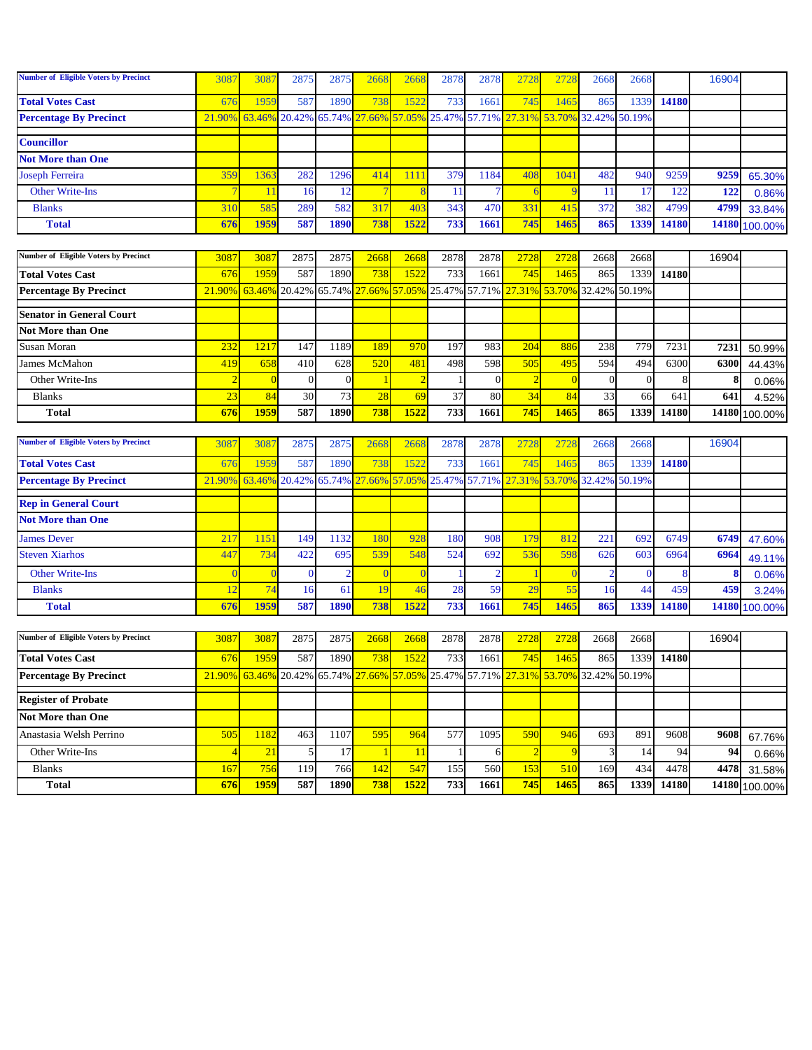| Number of Eligible Voters by Precinct | 3087 | 3087 | 2875 | 2875 | 2668 | 2668 | 2878 | 2878 | 2728 | 2728 | 2668 | 2668 | | 16904 | |
|---|---|---|---|---|---|---|---|---|---|---|---|---|---|---|---|
| **Total Votes Cast** | 676 | 1959 | 587 | 1890 | 738 | 1522 | 733 | 1661 | 745 | 1465 | 865 | 1339 | **14180** | | |
| **Percentage By Precinct** | 21.90% | 63.46% | 20.42% | 65.74% | 27.66% | 57.05% | 25.47% | 57.71% | 27.31% | 53.70% | 32.42% | 50.19% | | | |
| **Councillor** | | | | | | | | | | | | | | | |
| **Not More than One** | | | | | | | | | | | | | | | |
| Joseph Ferreira | 359 | 1363 | 282 | 1296 | 414 | 1111 | 379 | 1184 | 408 | 1041 | 482 | 940 | 9259 | **9259** | 65.30% |
| Other Write-Ins | 7 | 11 | 16 | 12 | 7 | 8 | 11 | 7 | 6 | 9 | 11 | 17 | 122 | **122** | 0.86% |
| Blanks | 310 | 585 | 289 | 582 | 317 | 403 | 343 | 470 | 331 | 415 | 372 | 382 | 4799 | **4799** | 33.84% |
| **Total** | **676** | **1959** | **587** | **1890** | **738** | **1522** | **733** | **1661** | **745** | **1465** | **865** | **1339** | **14180** | **14180** | 100.00% |

| Number of Eligible Voters by Precinct | 3087 | 3087 | 2875 | 2875 | 2668 | 2668 | 2878 | 2878 | 2728 | 2728 | 2668 | 2668 | | 16904 | |
|---|---|---|---|---|---|---|---|---|---|---|---|---|---|---|---|
| **Total Votes Cast** | 676 | 1959 | 587 | 1890 | 738 | 1522 | 733 | 1661 | 745 | 1465 | 865 | 1339 | **14180** | | |
| **Percentage By Precinct** | 21.90% | 63.46% | 20.42% | 65.74% | 27.66% | 57.05% | 25.47% | 57.71% | 27.31% | 53.70% | 32.42% | 50.19% | | | |
| **Senator in General Court** | | | | | | | | | | | | | | | |
| **Not More than One** | | | | | | | | | | | | | | | |
| Susan Moran | 232 | 1217 | 147 | 1189 | 189 | 970 | 197 | 983 | 204 | 886 | 238 | 779 | 7231 | **7231** | 50.99% |
| James McMahon | 419 | 658 | 410 | 628 | 520 | 481 | 498 | 598 | 505 | 495 | 594 | 494 | 6300 | **6300** | 44.43% |
| Other Write-Ins | 2 | 0 | 0 | 0 | 1 | 2 | 1 | 0 | 2 | 0 | 0 | 0 | 8 | **8** | 0.06% |
| Blanks | 23 | 84 | 30 | 73 | 28 | 69 | 37 | 80 | 34 | 84 | 33 | 66 | 641 | **641** | 4.52% |
| **Total** | **676** | **1959** | **587** | **1890** | **738** | **1522** | **733** | **1661** | **745** | **1465** | **865** | **1339** | **14180** | **14180** | 100.00% |

| Number of Eligible Voters by Precinct | 3087 | 3087 | 2875 | 2875 | 2668 | 2668 | 2878 | 2878 | 2728 | 2728 | 2668 | 2668 | | 16904 | |
|---|---|---|---|---|---|---|---|---|---|---|---|---|---|---|---|
| **Total Votes Cast** | 676 | 1959 | 587 | 1890 | 738 | 1522 | 733 | 1661 | 745 | 1465 | 865 | 1339 | **14180** | | |
| **Percentage By Precinct** | 21.90% | 63.46% | 20.42% | 65.74% | 27.66% | 57.05% | 25.47% | 57.71% | 27.31% | 53.70% | 32.42% | 50.19% | | | |
| **Rep in General Court** | | | | | | | | | | | | | | | |
| **Not More than One** | | | | | | | | | | | | | | | |
| James Dever | 217 | 1151 | 149 | 1132 | 180 | 928 | 180 | 908 | 179 | 812 | 221 | 692 | 6749 | **6749** | 47.60% |
| Steven Xiarhos | 447 | 734 | 422 | 695 | 539 | 548 | 524 | 692 | 536 | 598 | 626 | 603 | 6964 | **6964** | 49.11% |
| Other Write-Ins | 0 | 0 | 0 | 2 | 0 | 0 | 1 | 2 | 1 | 0 | 2 | 0 | 8 | **8** | 0.06% |
| Blanks | 12 | 74 | 16 | 61 | 19 | 46 | 28 | 59 | 29 | 55 | 16 | 44 | 459 | **459** | 3.24% |
| **Total** | **676** | **1959** | **587** | **1890** | **738** | **1522** | **733** | **1661** | **745** | **1465** | **865** | **1339** | **14180** | **14180** | 100.00% |

| Number of Eligible Voters by Precinct | 3087 | 3087 | 2875 | 2875 | 2668 | 2668 | 2878 | 2878 | 2728 | 2728 | 2668 | 2668 | | 16904 | |
|---|---|---|---|---|---|---|---|---|---|---|---|---|---|---|---|
| **Total Votes Cast** | 676 | 1959 | 587 | 1890 | 738 | 1522 | 733 | 1661 | 745 | 1465 | 865 | 1339 | **14180** | | |
| **Percentage By Precinct** | 21.90% | 63.46% | 20.42% | 65.74% | 27.66% | 57.05% | 25.47% | 57.71% | 27.31% | 53.70% | 32.42% | 50.19% | | | |
| **Register of Probate** | | | | | | | | | | | | | | | |
| **Not More than One** | | | | | | | | | | | | | | | |
| Anastasia Welsh Perrino | 505 | 1182 | 463 | 1107 | 595 | 964 | 577 | 1095 | 590 | 946 | 693 | 891 | 9608 | **9608** | 67.76% |
| Other Write-Ins | 4 | 21 | 5 | 17 | 1 | 11 | 1 | 6 | 2 | 9 | 3 | 14 | 94 | **94** | 0.66% |
| Blanks | 167 | 756 | 119 | 766 | 142 | 547 | 155 | 560 | 153 | 510 | 169 | 434 | 4478 | **4478** | 31.58% |
| **Total** | **676** | **1959** | **587** | **1890** | **738** | **1522** | **733** | **1661** | **745** | **1465** | **865** | **1339** | **14180** | **14180** | 100.00% |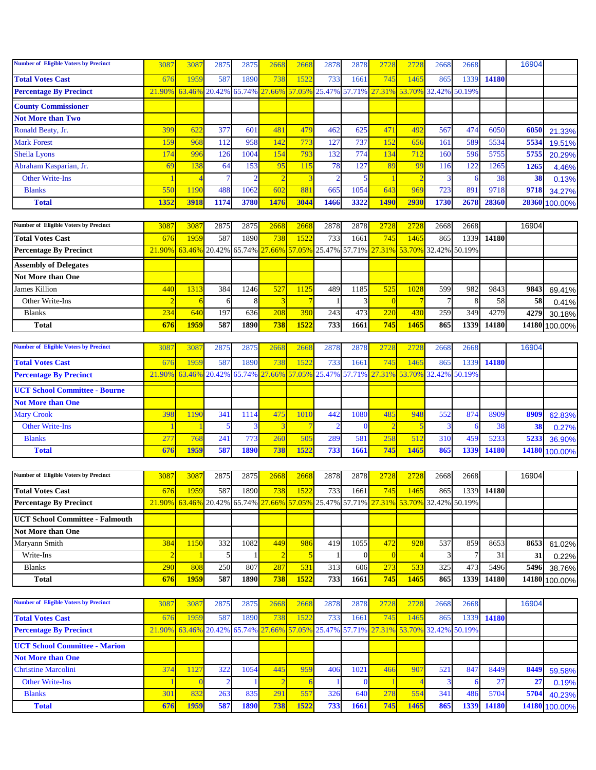| Number of Eligible Voters by Precinct | 3087 | 3087 | 2875 | 2875 | 2668 | 2668 | 2878 | 2878 | 2728 | 2728 | 2668 | 2668 | | 16904 | |
|---|---|---|---|---|---|---|---|---|---|---|---|---|---|---|---|
| **Total Votes Cast** | 676 | 1959 | 587 | 1890 | 738 | 1522 | 733 | 1661 | 745 | 1465 | 865 | 1339 | **14180** | | |
| **Percentage By Precinct** | 21.90% | 63.46% | 20.42% | 65.74% | 27.66% | 57.05% | 25.47% | 57.71% | 27.31% | 53.70% | 32.42% | 50.19% | | | |
| **County Commissioner** | | | | | | | | | | | | | | | |
| **Not More than Two** | | | | | | | | | | | | | | | |
| Ronald Beaty, Jr. | 399 | 622 | 377 | 601 | 481 | 479 | 462 | 625 | 471 | 492 | 567 | 474 | 6050 | **6050** | 21.33% |
| Mark Forest | 159 | 968 | 112 | 958 | 142 | 773 | 127 | 737 | 152 | 656 | 161 | 589 | 5534 | **5534** | 19.51% |
| Sheila Lyons | 174 | 996 | 126 | 1004 | 154 | 793 | 132 | 774 | 134 | 712 | 160 | 596 | 5755 | **5755** | 20.29% |
| Abraham Kasparian, Jr. | 69 | 138 | 64 | 153 | 95 | 115 | 78 | 127 | 89 | 99 | 116 | 122 | 1265 | **1265** | 4.46% |
| Other Write-Ins | 1 | 4 | 7 | 2 | 2 | 3 | 2 | 5 | 1 | 2 | 3 | 6 | 38 | **38** | 0.13% |
| Blanks | 550 | 1190 | 488 | 1062 | 602 | 881 | 665 | 1054 | 643 | 969 | 723 | 891 | 9718 | **9718** | 34.27% |
| **Total** | **1352** | **3918** | **1174** | **3780** | **1476** | **3044** | **1466** | **3322** | **1490** | **2930** | **1730** | **2678** | **28360** | **28360** | 100.00% |

| Number of Eligible Voters by Precinct | 3087 | 3087 | 2875 | 2875 | 2668 | 2668 | 2878 | 2878 | 2728 | 2728 | 2668 | 2668 | | 16904 | |
|---|---|---|---|---|---|---|---|---|---|---|---|---|---|---|---|
| **Total Votes Cast** | 676 | 1959 | 587 | 1890 | 738 | 1522 | 733 | 1661 | 745 | 1465 | 865 | 1339 | **14180** | | |
| **Percentage By Precinct** | 21.90% | 63.46% | 20.42% | 65.74% | 27.66% | 57.05% | 25.47% | 57.71% | 27.31% | 53.70% | 32.42% | 50.19% | | | |
| **Assembly of Delegates** | | | | | | | | | | | | | | | |
| **Not More than One** | | | | | | | | | | | | | | | |
| James Killion | 440 | 1313 | 384 | 1246 | 527 | 1125 | 489 | 1185 | 525 | 1028 | 599 | 982 | 9843 | **9843** | 69.41% |
| Other Write-Ins | 2 | 6 | 6 | 8 | 3 | 7 | 1 | 3 | 0 | 7 | 7 | 8 | 58 | **58** | 0.41% |
| Blanks | 234 | 640 | 197 | 636 | 208 | 390 | 243 | 473 | 220 | 430 | 259 | 349 | 4279 | **4279** | 30.18% |
| **Total** | **676** | **1959** | **587** | **1890** | **738** | **1522** | **733** | **1661** | **745** | **1465** | **865** | **1339** | **14180** | **14180** | 100.00% |

| Number of Eligible Voters by Precinct | 3087 | 3087 | 2875 | 2875 | 2668 | 2668 | 2878 | 2878 | 2728 | 2728 | 2668 | 2668 | | 16904 | |
|---|---|---|---|---|---|---|---|---|---|---|---|---|---|---|---|
| **Total Votes Cast** | 676 | 1959 | 587 | 1890 | 738 | 1522 | 733 | 1661 | 745 | 1465 | 865 | 1339 | **14180** | | |
| **Percentage By Precinct** | 21.90% | 63.46% | 20.42% | 65.74% | 27.66% | 57.05% | 25.47% | 57.71% | 27.31% | 53.70% | 32.42% | 50.19% | | | |
| **UCT School Committee - Bourne** | | | | | | | | | | | | | | | |
| **Not More than One** | | | | | | | | | | | | | | | |
| Mary Crook | 398 | 1190 | 341 | 1114 | 475 | 1010 | 442 | 1080 | 485 | 948 | 552 | 874 | 8909 | **8909** | 62.83% |
| Other Write-Ins | 1 | 1 | 5 | 3 | 3 | 7 | 2 | 0 | 2 | 5 | 3 | 6 | 38 | **38** | 0.27% |
| Blanks | 277 | 768 | 241 | 773 | 260 | 505 | 289 | 581 | 258 | 512 | 310 | 459 | 5233 | **5233** | 36.90% |
| **Total** | **676** | **1959** | **587** | **1890** | **738** | **1522** | **733** | **1661** | **745** | **1465** | **865** | **1339** | **14180** | **14180** | 100.00% |

| Number of Eligible Voters by Precinct | 3087 | 3087 | 2875 | 2875 | 2668 | 2668 | 2878 | 2878 | 2728 | 2728 | 2668 | 2668 | | 16904 | |
|---|---|---|---|---|---|---|---|---|---|---|---|---|---|---|---|
| **Total Votes Cast** | 676 | 1959 | 587 | 1890 | 738 | 1522 | 733 | 1661 | 745 | 1465 | 865 | 1339 | **14180** | | |
| **Percentage By Precinct** | 21.90% | 63.46% | 20.42% | 65.74% | 27.66% | 57.05% | 25.47% | 57.71% | 27.31% | 53.70% | 32.42% | 50.19% | | | |
| **UCT School Committee - Falmouth** | | | | | | | | | | | | | | | |
| **Not More than One** | | | | | | | | | | | | | | | |
| Maryann Smith | 384 | 1150 | 332 | 1082 | 449 | 986 | 419 | 1055 | 472 | 928 | 537 | 859 | 8653 | **8653** | 61.02% |
| Write-Ins | 2 | 1 | 5 | 1 | 2 | 5 | 1 | 0 | 0 | 4 | 3 | 7 | 31 | **31** | 0.22% |
| Blanks | 290 | 808 | 250 | 807 | 287 | 531 | 313 | 606 | 273 | 533 | 325 | 473 | 5496 | **5496** | 38.76% |
| **Total** | **676** | **1959** | **587** | **1890** | **738** | **1522** | **733** | **1661** | **745** | **1465** | **865** | **1339** | **14180** | **14180** | 100.00% |

| Number of Eligible Voters by Precinct | 3087 | 3087 | 2875 | 2875 | 2668 | 2668 | 2878 | 2878 | 2728 | 2728 | 2668 | 2668 | | 16904 | |
|---|---|---|---|---|---|---|---|---|---|---|---|---|---|---|---|
| **Total Votes Cast** | 676 | 1959 | 587 | 1890 | 738 | 1522 | 733 | 1661 | 745 | 1465 | 865 | 1339 | **14180** | | |
| **Percentage By Precinct** | 21.90% | 63.46% | 20.42% | 65.74% | 27.66% | 57.05% | 25.47% | 57.71% | 27.31% | 53.70% | 32.42% | 50.19% | | | |
| **UCT School Committee - Marion** | | | | | | | | | | | | | | | |
| **Not More than One** | | | | | | | | | | | | | | | |
| Christine Marcolini | 374 | 1127 | 322 | 1054 | 445 | 959 | 406 | 1021 | 466 | 907 | 521 | 847 | 8449 | **8449** | 59.58% |
| Other Write-Ins | 1 | 0 | 2 | 1 | 2 | 6 | 1 | 0 | 1 | 4 | 3 | 6 | 27 | **27** | 0.19% |
| Blanks | 301 | 832 | 263 | 835 | 291 | 557 | 326 | 640 | 278 | 554 | 341 | 486 | 5704 | **5704** | 40.23% |
| **Total** | **676** | **1959** | **587** | **1890** | **738** | **1522** | **733** | **1661** | **745** | **1465** | **865** | **1339** | **14180** | **14180** | 100.00% |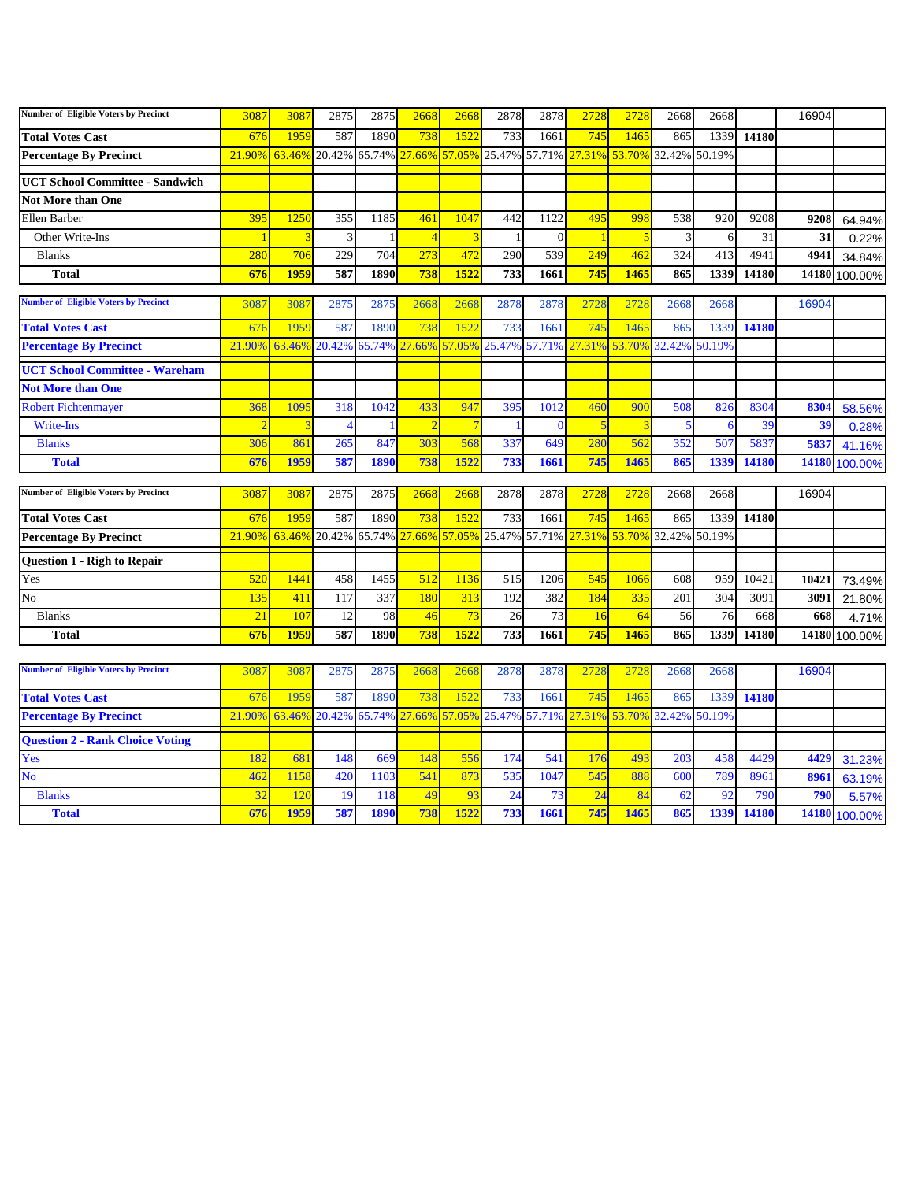| Number of Eligible Voters by Precinct | 3087 | 3087 | 2875 | 2875 | 2668 | 2668 | 2878 | 2878 | 2728 | 2728 | 2668 | 2668 | | 16904 | |
|---|---|---|---|---|---|---|---|---|---|---|---|---|---|---|---|
| **Total Votes Cast** | 676 | 1959 | 587 | 1890 | 738 | 1522 | 733 | 1661 | 745 | 1465 | 865 | 1339 | **14180** | | |
| **Percentage By Precinct** | 21.90% | 63.46% | 20.42% | 65.74% | 27.66% | 57.05% | 25.47% | 57.71% | 27.31% | 53.70% | 32.42% | 50.19% | | | |
| **UCT School Committee - Sandwich** | | | | | | | | | | | | | | | |
| **Not More than One** | | | | | | | | | | | | | | | |
| Ellen Barber | 395 | 1250 | 355 | 1185 | 461 | 1047 | 442 | 1122 | 495 | 998 | 538 | 920 | 9208 | **9208** | 64.94% |
| Other Write-Ins | 1 | 3 | 3 | 1 | 4 | 3 | 1 | 0 | 1 | 5 | 3 | 6 | 31 | **31** | 0.22% |
| Blanks | 280 | 706 | 229 | 704 | 273 | 472 | 290 | 539 | 249 | 462 | 324 | 413 | 4941 | **4941** | 34.84% |
| **Total** | **676** | **1959** | **587** | **1890** | **738** | **1522** | **733** | **1661** | **745** | **1465** | **865** | **1339** | **14180** | **14180** | 100.00% |

| Number of Eligible Voters by Precinct | 3087 | 3087 | 2875 | 2875 | 2668 | 2668 | 2878 | 2878 | 2728 | 2728 | 2668 | 2668 | | 16904 | |
|---|---|---|---|---|---|---|---|---|---|---|---|---|---|---|---|
| **Total Votes Cast** | 676 | 1959 | 587 | 1890 | 738 | 1522 | 733 | 1661 | 745 | 1465 | 865 | 1339 | **14180** | | |
| **Percentage By Precinct** | 21.90% | 63.46% | 20.42% | 65.74% | 27.66% | 57.05% | 25.47% | 57.71% | 27.31% | 53.70% | 32.42% | 50.19% | | | |
| **UCT School Committee - Wareham** | | | | | | | | | | | | | | | |
| **Not More than One** | | | | | | | | | | | | | | | |
| Robert Fichtenmayer | 368 | 1095 | 318 | 1042 | 433 | 947 | 395 | 1012 | 460 | 900 | 508 | 826 | 8304 | **8304** | 58.56% |
| Write-Ins | 2 | 3 | 4 | 1 | 2 | 7 | 1 | 0 | 5 | 3 | 5 | 6 | 39 | **39** | 0.28% |
| Blanks | 306 | 861 | 265 | 847 | 303 | 568 | 337 | 649 | 280 | 562 | 352 | 507 | 5837 | **5837** | 41.16% |
| **Total** | **676** | **1959** | **587** | **1890** | **738** | **1522** | **733** | **1661** | **745** | **1465** | **865** | **1339** | **14180** | **14180** | 100.00% |

| Number of Eligible Voters by Precinct | 3087 | 3087 | 2875 | 2875 | 2668 | 2668 | 2878 | 2878 | 2728 | 2728 | 2668 | 2668 | | 16904 | |
|---|---|---|---|---|---|---|---|---|---|---|---|---|---|---|---|
| **Total Votes Cast** | 676 | 1959 | 587 | 1890 | 738 | 1522 | 733 | 1661 | 745 | 1465 | 865 | 1339 | **14180** | | |
| **Percentage By Precinct** | 21.90% | 63.46% | 20.42% | 65.74% | 27.66% | 57.05% | 25.47% | 57.71% | 27.31% | 53.70% | 32.42% | 50.19% | | | |
| **Question 1 - Righ to Repair** | | | | | | | | | | | | | | | |
| Yes | 520 | 1441 | 458 | 1455 | 512 | 1136 | 515 | 1206 | 545 | 1066 | 608 | 959 | 10421 | **10421** | 73.49% |
| No | 135 | 411 | 117 | 337 | 180 | 313 | 192 | 382 | 184 | 335 | 201 | 304 | 3091 | **3091** | 21.80% |
| Blanks | 21 | 107 | 12 | 98 | 46 | 73 | 26 | 73 | 16 | 64 | 56 | 76 | 668 | **668** | 4.71% |
| **Total** | **676** | **1959** | **587** | **1890** | **738** | **1522** | **733** | **1661** | **745** | **1465** | **865** | **1339** | **14180** | **14180** | 100.00% |

| Number of Eligible Voters by Precinct | 3087 | 3087 | 2875 | 2875 | 2668 | 2668 | 2878 | 2878 | 2728 | 2728 | 2668 | 2668 | | 16904 | |
|---|---|---|---|---|---|---|---|---|---|---|---|---|---|---|---|
| **Total Votes Cast** | 676 | 1959 | 587 | 1890 | 738 | 1522 | 733 | 1661 | 745 | 1465 | 865 | 1339 | **14180** | | |
| **Percentage By Precinct** | 21.90% | 63.46% | 20.42% | 65.74% | 27.66% | 57.05% | 25.47% | 57.71% | 27.31% | 53.70% | 32.42% | 50.19% | | | |
| **Question 2 - Rank Choice Voting** | | | | | | | | | | | | | | | |
| Yes | 182 | 681 | 148 | 669 | 148 | 556 | 174 | 541 | 176 | 493 | 203 | 458 | 4429 | **4429** | 31.23% |
| No | 462 | 1158 | 420 | 1103 | 541 | 873 | 535 | 1047 | 545 | 888 | 600 | 789 | 8961 | **8961** | 63.19% |
| Blanks | 32 | 120 | 19 | 118 | 49 | 93 | 24 | 73 | 24 | 84 | 62 | 92 | 790 | **790** | 5.57% |
| **Total** | **676** | **1959** | **587** | **1890** | **738** | **1522** | **733** | **1661** | **745** | **1465** | **865** | **1339** | **14180** | **14180** | 100.00% |